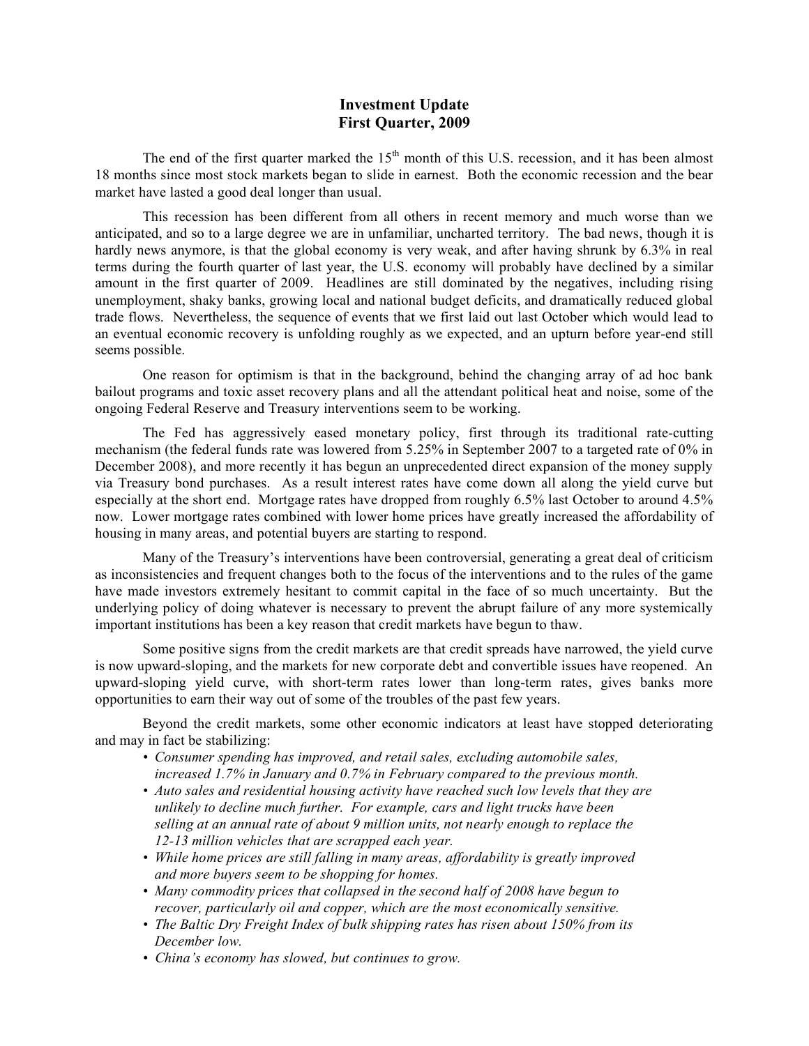# Investment Update
## First Quarter, 2009

The end of the first quarter marked the 15th month of this U.S. recession, and it has been almost 18 months since most stock markets began to slide in earnest. Both the economic recession and the bear market have lasted a good deal longer than usual.

This recession has been different from all others in recent memory and much worse than we anticipated, and so to a large degree we are in unfamiliar, uncharted territory. The bad news, though it is hardly news anymore, is that the global economy is very weak, and after having shrunk by 6.3% in real terms during the fourth quarter of last year, the U.S. economy will probably have declined by a similar amount in the first quarter of 2009. Headlines are still dominated by the negatives, including rising unemployment, shaky banks, growing local and national budget deficits, and dramatically reduced global trade flows. Nevertheless, the sequence of events that we first laid out last October which would lead to an eventual economic recovery is unfolding roughly as we expected, and an upturn before year-end still seems possible.

One reason for optimism is that in the background, behind the changing array of ad hoc bank bailout programs and toxic asset recovery plans and all the attendant political heat and noise, some of the ongoing Federal Reserve and Treasury interventions seem to be working.

The Fed has aggressively eased monetary policy, first through its traditional rate-cutting mechanism (the federal funds rate was lowered from 5.25% in September 2007 to a targeted rate of 0% in December 2008), and more recently it has begun an unprecedented direct expansion of the money supply via Treasury bond purchases. As a result interest rates have come down all along the yield curve but especially at the short end. Mortgage rates have dropped from roughly 6.5% last October to around 4.5% now. Lower mortgage rates combined with lower home prices have greatly increased the affordability of housing in many areas, and potential buyers are starting to respond.

Many of the Treasury's interventions have been controversial, generating a great deal of criticism as inconsistencies and frequent changes both to the focus of the interventions and to the rules of the game have made investors extremely hesitant to commit capital in the face of so much uncertainty. But the underlying policy of doing whatever is necessary to prevent the abrupt failure of any more systemically important institutions has been a key reason that credit markets have begun to thaw.

Some positive signs from the credit markets are that credit spreads have narrowed, the yield curve is now upward-sloping, and the markets for new corporate debt and convertible issues have reopened. An upward-sloping yield curve, with short-term rates lower than long-term rates, gives banks more opportunities to earn their way out of some of the troubles of the past few years.

Beyond the credit markets, some other economic indicators at least have stopped deteriorating and may in fact be stabilizing:

- *Consumer spending has improved, and retail sales, excluding automobile sales, increased 1.7% in January and 0.7% in February compared to the previous month.*
- *Auto sales and residential housing activity have reached such low levels that they are unlikely to decline much further. For example, cars and light trucks have been selling at an annual rate of about 9 million units, not nearly enough to replace the 12-13 million vehicles that are scrapped each year.*
- *While home prices are still falling in many areas, affordability is greatly improved and more buyers seem to be shopping for homes.*
- *Many commodity prices that collapsed in the second half of 2008 have begun to recover, particularly oil and copper, which are the most economically sensitive.*
- *The Baltic Dry Freight Index of bulk shipping rates has risen about 150% from its December low.*
- *China's economy has slowed, but continues to grow.*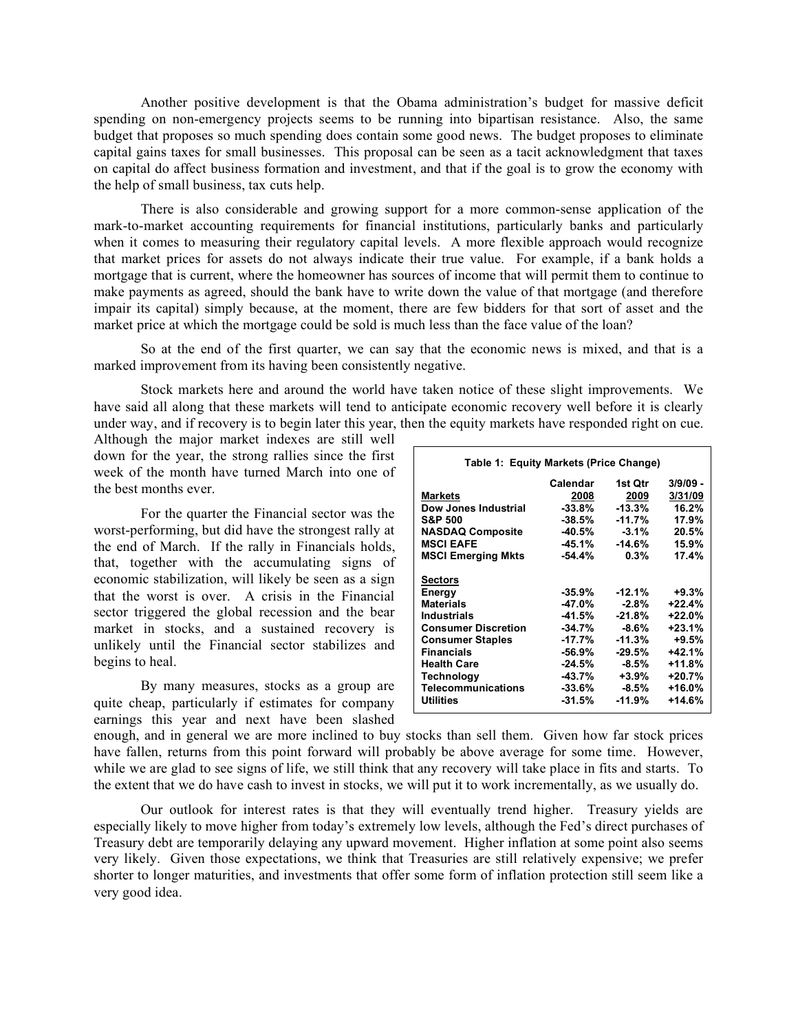Another positive development is that the Obama administration's budget for massive deficit spending on non-emergency projects seems to be running into bipartisan resistance. Also, the same budget that proposes so much spending does contain some good news. The budget proposes to eliminate capital gains taxes for small businesses. This proposal can be seen as a tacit acknowledgment that taxes on capital do affect business formation and investment, and that if the goal is to grow the economy with the help of small business, tax cuts help.

There is also considerable and growing support for a more common-sense application of the mark-to-market accounting requirements for financial institutions, particularly banks and particularly when it comes to measuring their regulatory capital levels. A more flexible approach would recognize that market prices for assets do not always indicate their true value. For example, if a bank holds a mortgage that is current, where the homeowner has sources of income that will permit them to continue to make payments as agreed, should the bank have to write down the value of that mortgage (and therefore impair its capital) simply because, at the moment, there are few bidders for that sort of asset and the market price at which the mortgage could be sold is much less than the face value of the loan?

So at the end of the first quarter, we can say that the economic news is mixed, and that is a marked improvement from its having been consistently negative.

Stock markets here and around the world have taken notice of these slight improvements. We have said all along that these markets will tend to anticipate economic recovery well before it is clearly under way, and if recovery is to begin later this year, then the equity markets have responded right on cue. Although the major market indexes are still well down for the year, the strong rallies since the first week of the month have turned March into one of the best months ever.

For the quarter the Financial sector was the worst-performing, but did have the strongest rally at the end of March. If the rally in Financials holds, that, together with the accumulating signs of economic stabilization, will likely be seen as a sign that the worst is over. A crisis in the Financial sector triggered the global recession and the bear market in stocks, and a sustained recovery is unlikely until the Financial sector stabilizes and begins to heal.

**Table 1: Equity Markets (Price Change)**

| Markets | Calendar 2008 | 1st Qtr 2009 | 3/9/09 - 3/31/09 |
|---|---|---|---|
| **Dow Jones Industrial** | -33.8% | -13.3% | 16.2% |
| **S&P 500** | -38.5% | -11.7% | 17.9% |
| **NASDAQ Composite** | -40.5% | -3.1% | 20.5% |
| **MSCI EAFE** | -45.1% | -14.6% | 15.9% |
| **MSCI Emerging Mkts** | -54.4% | 0.3% | 17.4% |
| **Sectors** | | | |
| **Energy** | -35.9% | -12.1% | +9.3% |
| **Materials** | -47.0% | -2.8% | +22.4% |
| **Industrials** | -41.5% | -21.8% | +22.0% |
| **Consumer Discretion** | -34.7% | -8.6% | +23.1% |
| **Consumer Staples** | -17.7% | -11.3% | +9.5% |
| **Financials** | -56.9% | -29.5% | +42.1% |
| **Health Care** | -24.5% | -8.5% | +11.8% |
| **Technology** | -43.7% | +3.9% | +20.7% |
| **Telecommunications** | -33.6% | -8.5% | +16.0% |
| **Utilities** | -31.5% | -11.9% | +14.6% |

By many measures, stocks as a group are quite cheap, particularly if estimates for company earnings this year and next have been slashed enough, and in general we are more inclined to buy stocks than sell them. Given how far stock prices have fallen, returns from this point forward will probably be above average for some time. However, while we are glad to see signs of life, we still think that any recovery will take place in fits and starts. To the extent that we do have cash to invest in stocks, we will put it to work incrementally, as we usually do.

Our outlook for interest rates is that they will eventually trend higher. Treasury yields are especially likely to move higher from today's extremely low levels, although the Fed's direct purchases of Treasury debt are temporarily delaying any upward movement. Higher inflation at some point also seems very likely. Given those expectations, we think that Treasuries are still relatively expensive; we prefer shorter to longer maturities, and investments that offer some form of inflation protection still seem like a very good idea.